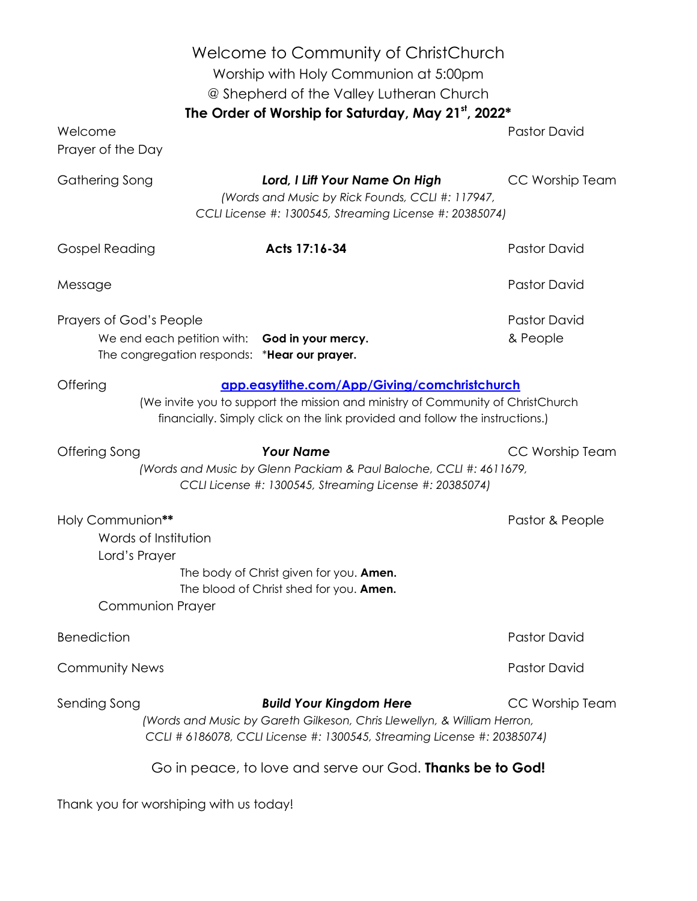# Welcome to Community of ChristChurch

Worship with Holy Communion at 5:00pm

@ Shepherd of the Valley Lutheran Church

**The Order of Worship for Saturday, May 21st, 2022***

Welcome — Pastor David

Prayer of the Day

Gathering Song — ***Lord, I Lift Your Name On High*** — CC Worship Team

*(Words and Music by Rick Founds, CCLI #: 117947, CCLI License #: 1300545, Streaming License #: 20385074)*

Gospel Reading — **Acts 17:16-34** — Pastor David

Message — Pastor David

Prayers of God's People — Pastor David & People

We end each petition with: **God in your mercy.**

The congregation responds: ***Hear our prayer.**

Offering — **app.easytithe.com/App/Giving/comchristchurch**

(We invite you to support the mission and ministry of Community of ChristChurch financially. Simply click on the link provided and follow the instructions.)

Offering Song — ***Your Name*** — CC Worship Team

*(Words and Music by Glenn Packiam & Paul Baloche, CCLI #: 4611679, CCLI License #: 1300545, Streaming License #: 20385074)*

Holy Communion** — Pastor & People

Words of Institution

Lord's Prayer

The body of Christ given for you. **Amen.**

The blood of Christ shed for you. **Amen.**

Communion Prayer

Benediction — Pastor David

Community News — Pastor David

Sending Song — ***Build Your Kingdom Here*** — CC Worship Team

*(Words and Music by Gareth Gilkeson, Chris Llewellyn, & William Herron, CCLI # 6186078, CCLI License #: 1300545, Streaming License #: 20385074)*

Go in peace, to love and serve our God. **Thanks be to God!**

Thank you for worshiping with us today!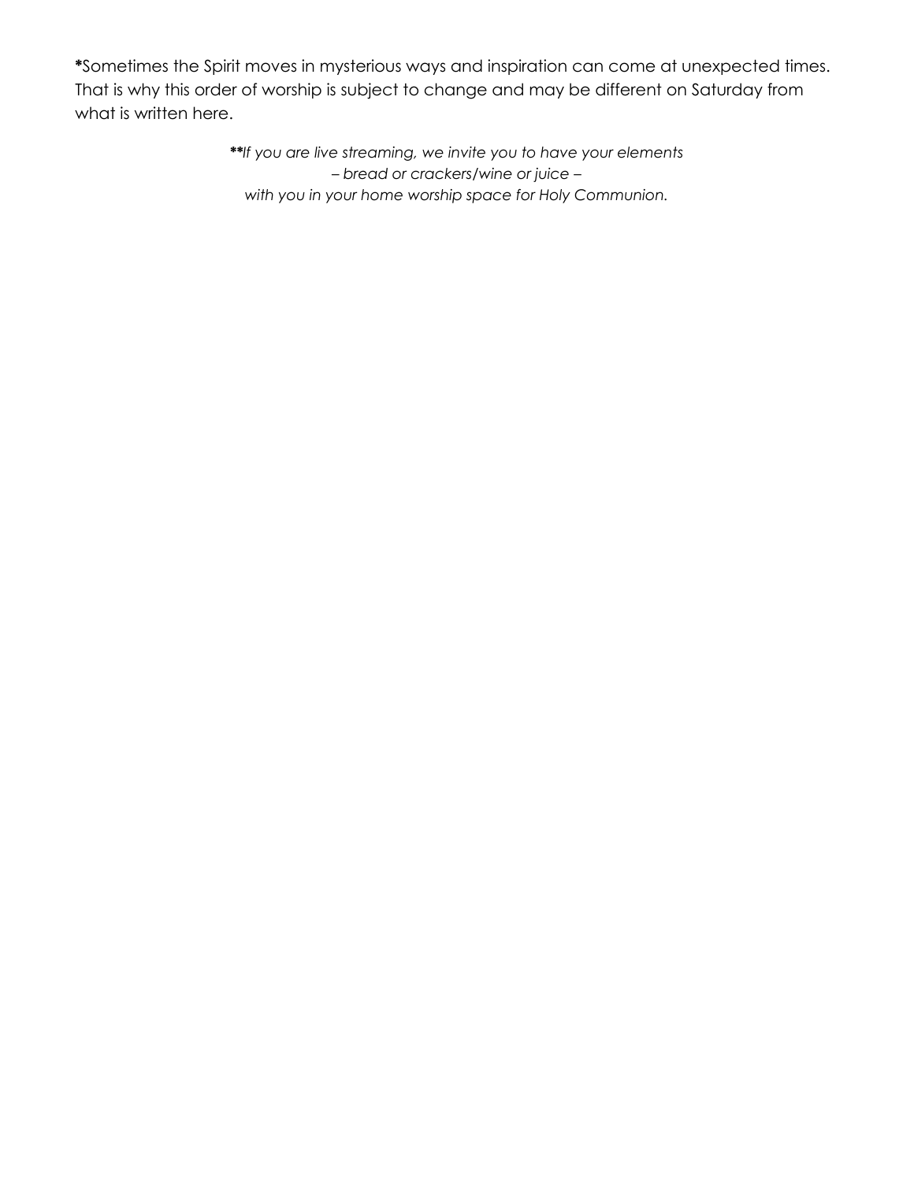**\***Sometimes the Spirit moves in mysterious ways and inspiration can come at unexpected times. That is why this order of worship is subject to change and may be different on Saturday from what is written here.

***\*\*If you are live streaming, we invite you to have your elements*
*– bread or crackers/wine or juice –*
*with you in your home worship space for Holy Communion.*